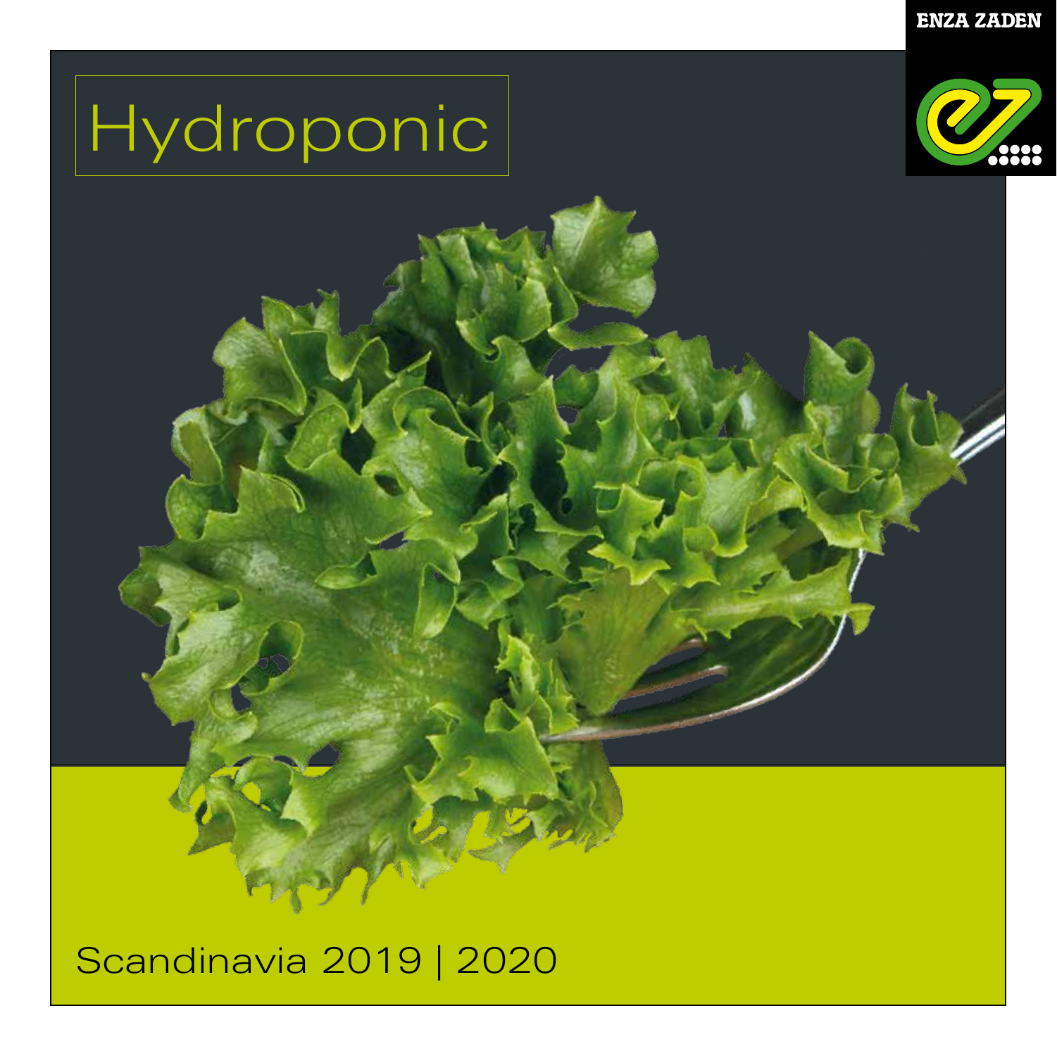ENZA ZADEN

# Hydroponic

Scandinavia 2019 | 2020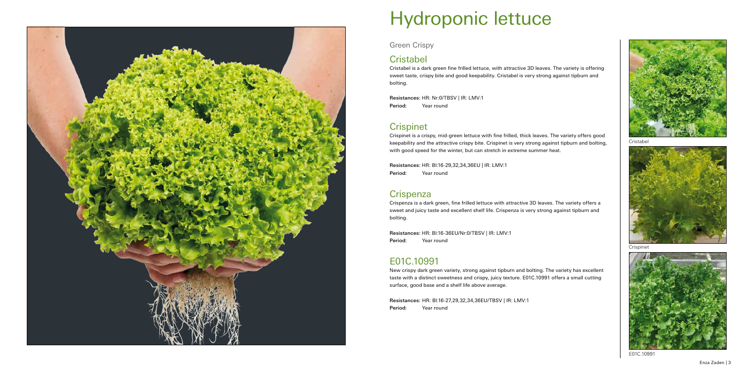# Hydroponic lettuce

Green Crispy

## Cristabel

Cristabel is a dark green fine frilled lettuce, with attractive 3D leaves. The variety is offering sweet taste, crispy bite and good keepability. Cristabel is very strong against tipburn and bolting.

**Resistances:** HR: Nr:0/TBSV | IR: LMV:1
**Period:** Year round

## Crispinet

Crispinet is a crispy, mid-green lettuce with fine frilled, thick leaves. The variety offers good keepability and the attractive crispy bite. Crispinet is very strong against tipburn and bolting, with good speed for the winter, but can stretch in extreme summer heat.

**Resistances:** HR: Bl:16-29,32,34,36EU | IR: LMV:1
**Period:** Year round

## Crispenza

Crispenza is a dark green, fine frilled lettuce with attractive 3D leaves. The variety offers a sweet and juicy taste and excellent shelf life. Crispenza is very strong against tipburn and bolting.

**Resistances:** HR: Bl:16-36EU/Nr:0/TBSV | IR: LMV:1
**Period:** Year round

## E01C.10991

New crispy dark green variety, strong against tipburn and bolting. The variety has excellent taste with a distinct sweetness and crispy, juicy texture. E01C.10991 offers a small cutting surface, good base and a shelf life above average.

**Resistances:** HR: Bl:16-27,29,32,34,36EU/TBSV | IR: LMV:1
**Period:** Year round

Cristabel

Crispinet

E01C.10991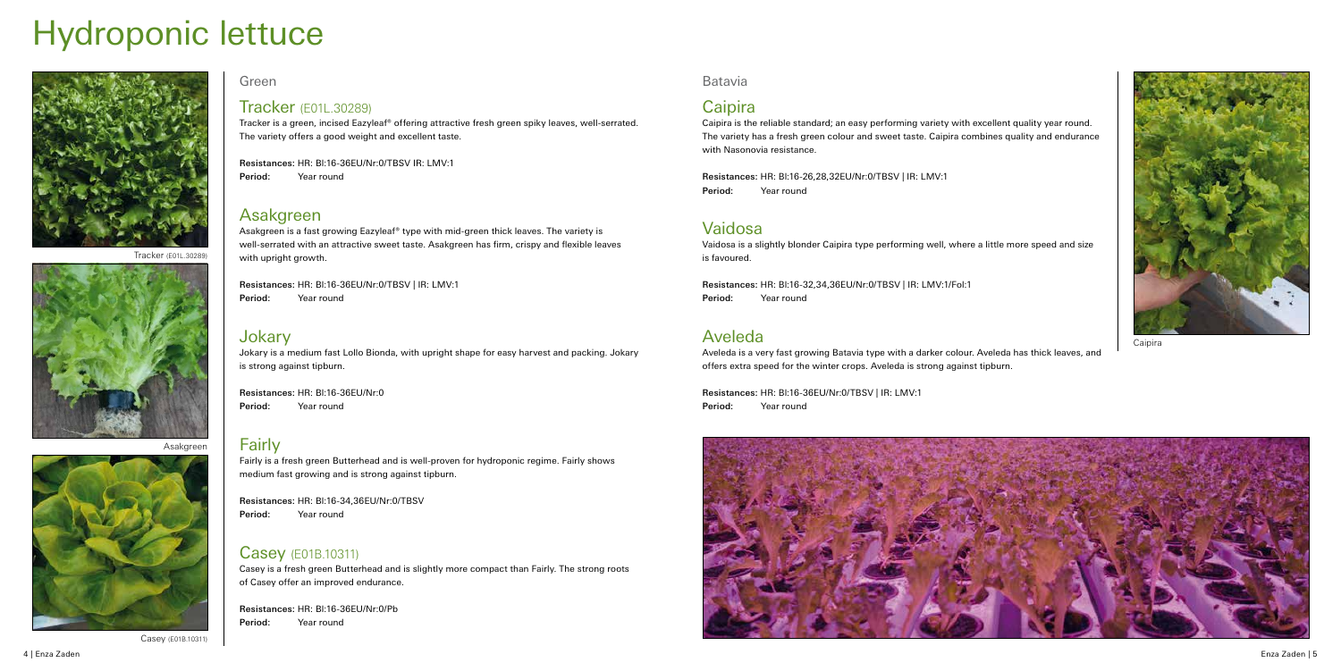# Hydroponic lettuce

Tracker (E01L.30289)

Asakgreen

Casey (E01B.10311)

## Green

### Tracker (E01L.30289)

Tracker is a green, incised Eazyleaf® offering attractive fresh green spiky leaves, well-serrated. The variety offers a good weight and excellent taste.

**Resistances:** HR: Bl:16-36EU/Nr:0/TBSV IR: LMV:1
**Period:** Year round

### Asakgreen

Asakgreen is a fast growing Eazyleaf® type with mid-green thick leaves. The variety is well-serrated with an attractive sweet taste. Asakgreen has firm, crispy and flexible leaves with upright growth.

**Resistances:** HR: Bl:16-36EU/Nr:0/TBSV | IR: LMV:1
**Period:** Year round

### Jokary

Jokary is a medium fast Lollo Bionda, with upright shape for easy harvest and packing. Jokary is strong against tipburn.

**Resistances:** HR: Bl:16-36EU/Nr:0
**Period:** Year round

### Fairly

Fairly is a fresh green Butterhead and is well-proven for hydroponic regime. Fairly shows medium fast growing and is strong against tipburn.

**Resistances:** HR: Bl:16-34,36EU/Nr:0/TBSV
**Period:** Year round

### Casey (E01B.10311)

Casey is a fresh green Butterhead and is slightly more compact than Fairly. The strong roots of Casey offer an improved endurance.

**Resistances:** HR: Bl:16-36EU/Nr:0/Pb
**Period:** Year round

## Batavia

### Caipira

Caipira is the reliable standard; an easy performing variety with excellent quality year round. The variety has a fresh green colour and sweet taste. Caipira combines quality and endurance with Nasonovia resistance.

**Resistances:** HR: Bl:16-26,28,32EU/Nr:0/TBSV | IR: LMV:1
**Period:** Year round

### Vaidosa

Vaidosa is a slightly blonder Caipira type performing well, where a little more speed and size is favoured.

**Resistances:** HR: Bl:16-32,34,36EU/Nr:0/TBSV | IR: LMV:1/Fol:1
**Period:** Year round

### Aveleda

Aveleda is a very fast growing Batavia type with a darker colour. Aveleda has thick leaves, and offers extra speed for the winter crops. Aveleda is strong against tipburn.

**Resistances:** HR: Bl:16-36EU/Nr:0/TBSV | IR: LMV:1
**Period:** Year round

Caipira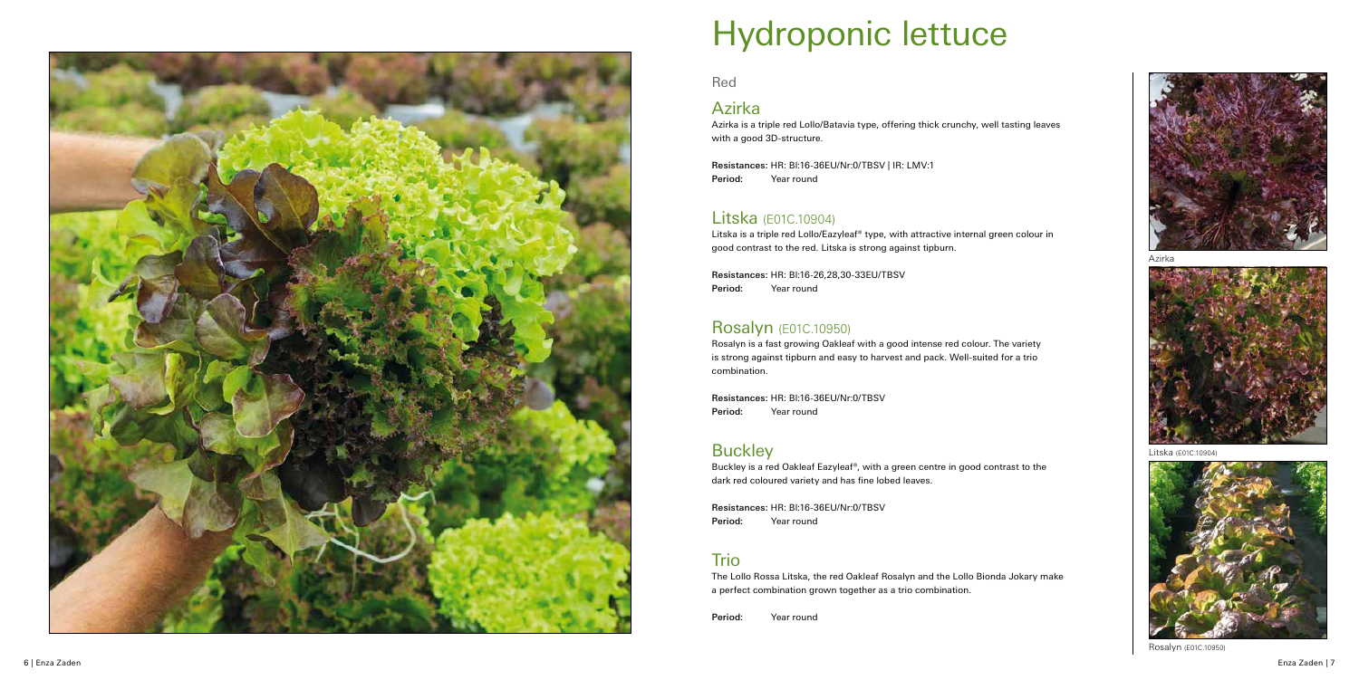# Hydroponic lettuce

Red

## Azirka

Azirka is a triple red Lollo/Batavia type, offering thick crunchy, well tasting leaves with a good 3D-structure.

**Resistances:** HR: Bl:16-36EU/Nr:0/TBSV | IR: LMV:1
**Period:** Year round

## Litska (E01C.10904)

Litska is a triple red Lollo/Eazyleaf® type, with attractive internal green colour in good contrast to the red. Litska is strong against tipburn.

**Resistances:** HR: Bl:16-26,28,30-33EU/TBSV
**Period:** Year round

## Rosalyn (E01C.10950)

Rosalyn is a fast growing Oakleaf with a good intense red colour. The variety is strong against tipburn and easy to harvest and pack. Well-suited for a trio combination.

**Resistances:** HR: Bl:16-36EU/Nr:0/TBSV
**Period:** Year round

## Buckley

Buckley is a red Oakleaf Eazyleaf®, with a green centre in good contrast to the dark red coloured variety and has fine lobed leaves.

**Resistances:** HR: Bl:16-36EU/Nr:0/TBSV
**Period:** Year round

## Trio

The Lollo Rossa Litska, the red Oakleaf Rosalyn and the Lollo Bionda Jokary make a perfect combination grown together as a trio combination.

**Period:** Year round

Azirka

Litska (E01C.10904)

Rosalyn (E01C.10950)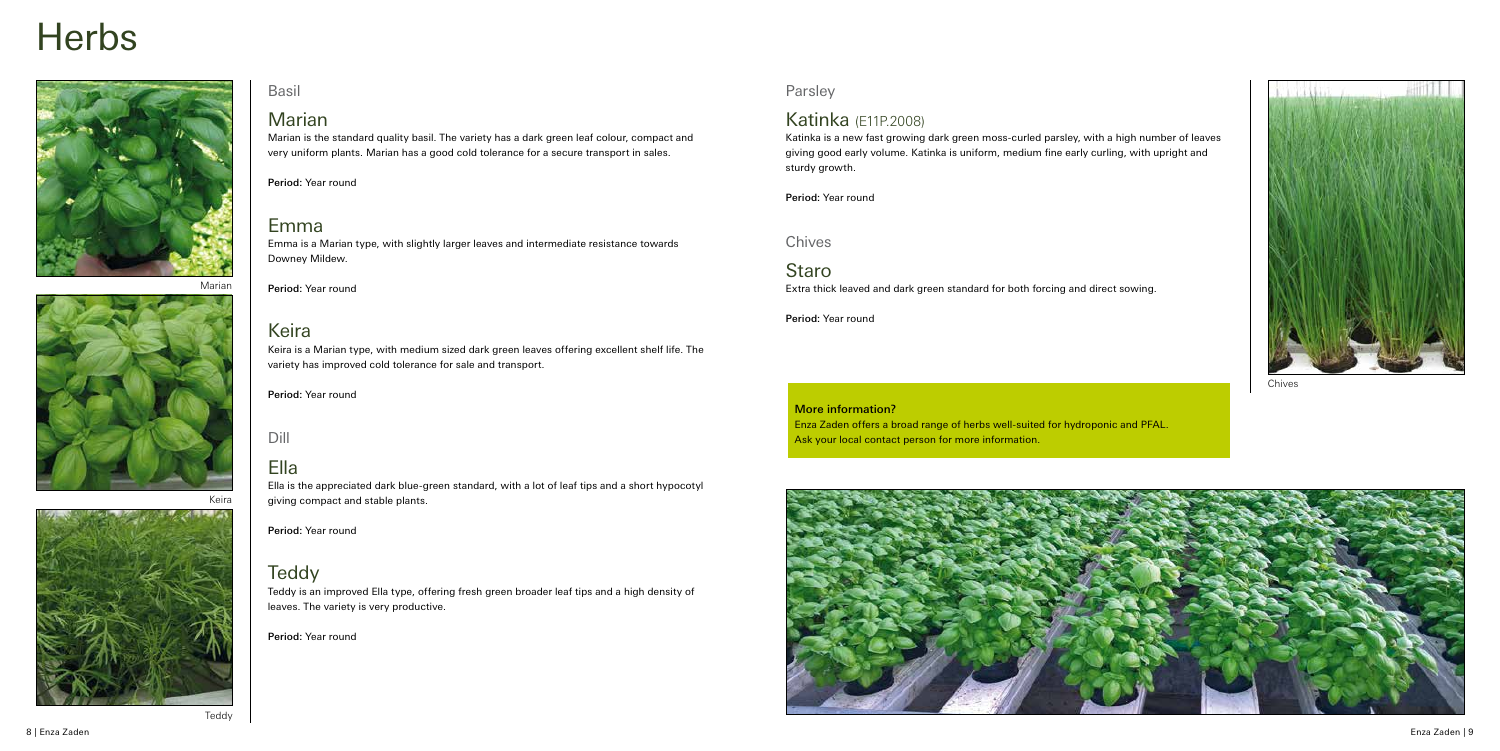# Herbs

Marian

Keira

Teddy

## Basil

### Marian

Marian is the standard quality basil. The variety has a dark green leaf colour, compact and very uniform plants. Marian has a good cold tolerance for a secure transport in sales.

**Period:** Year round

### Emma

Emma is a Marian type, with slightly larger leaves and intermediate resistance towards Downey Mildew.

**Period:** Year round

### Keira

Keira is a Marian type, with medium sized dark green leaves offering excellent shelf life. The variety has improved cold tolerance for sale and transport.

**Period:** Year round

## Dill

### Ella

Ella is the appreciated dark blue-green standard, with a lot of leaf tips and a short hypocotyl giving compact and stable plants.

**Period:** Year round

### Teddy

Teddy is an improved Ella type, offering fresh green broader leaf tips and a high density of leaves. The variety is very productive.

**Period:** Year round

## Parsley

### Katinka (E11P.2008)

Katinka is a new fast growing dark green moss-curled parsley, with a high number of leaves giving good early volume. Katinka is uniform, medium fine early curling, with upright and sturdy growth.

**Period:** Year round

## Chives

### Staro

Extra thick leaved and dark green standard for both forcing and direct sowing.

**Period:** Year round

**More information?**
Enza Zaden offers a broad range of herbs well-suited for hydroponic and PFAL.
Ask your local contact person for more information.

Chives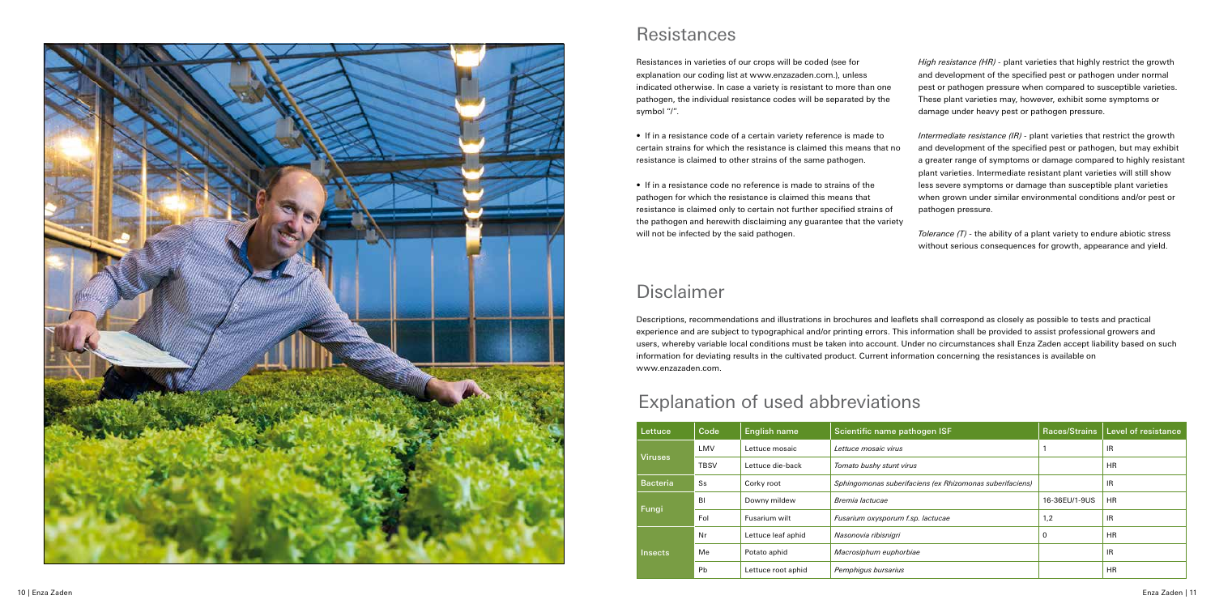## Resistances

Resistances in varieties of our crops will be coded (see for explanation our coding list at www.enzazaden.com.), unless indicated otherwise. In case a variety is resistant to more than one pathogen, the individual resistance codes will be separated by the symbol "/".

- If in a resistance code of a certain variety reference is made to certain strains for which the resistance is claimed this means that no resistance is claimed to other strains of the same pathogen.

- If in a resistance code no reference is made to strains of the pathogen for which the resistance is claimed this means that resistance is claimed only to certain not further specified strains of the pathogen and herewith disclaiming any guarantee that the variety will not be infected by the said pathogen.

*High resistance (HR)* - plant varieties that highly restrict the growth and development of the specified pest or pathogen under normal pest or pathogen pressure when compared to susceptible varieties. These plant varieties may, however, exhibit some symptoms or damage under heavy pest or pathogen pressure.

*Intermediate resistance (IR)* - plant varieties that restrict the growth and development of the specified pest or pathogen, but may exhibit a greater range of symptoms or damage compared to highly resistant plant varieties. Intermediate resistant plant varieties will still show less severe symptoms or damage than susceptible plant varieties when grown under similar environmental conditions and/or pest or pathogen pressure.

*Tolerance (T)* - the ability of a plant variety to endure abiotic stress without serious consequences for growth, appearance and yield.

## Disclaimer

Descriptions, recommendations and illustrations in brochures and leaflets shall correspond as closely as possible to tests and practical experience and are subject to typographical and/or printing errors. This information shall be provided to assist professional growers and users, whereby variable local conditions must be taken into account. Under no circumstances shall Enza Zaden accept liability based on such information for deviating results in the cultivated product. Current information concerning the resistances is available on www.enzazaden.com.

## Explanation of used abbreviations

| Lettuce | Code | English name | Scientific name pathogen ISF | Races/Strains | Level of resistance |
|---|---|---|---|---|---|
| Viruses | LMV | Lettuce mosaic | *Lettuce mosaic virus* | 1 | IR |
| | TBSV | Lettuce die-back | *Tomato bushy stunt virus* | | HR |
| Bacteria | Ss | Corky root | *Sphingomonas suberifaciens (ex Rhizomonas suberifaciens)* | | IR |
| Fungi | Bl | Downy mildew | *Bremia lactucae* | 16-36EU/1-9US | HR |
| | Fol | Fusarium wilt | *Fusarium oxysporum f.sp. lactucae* | 1,2 | IR |
| Insects | Nr | Lettuce leaf aphid | *Nasonovia ribisnigri* | 0 | HR |
| | Me | Potato aphid | *Macrosiphum euphorbiae* | | IR |
| | Pb | Lettuce root aphid | *Pemphigus bursarius* | | HR |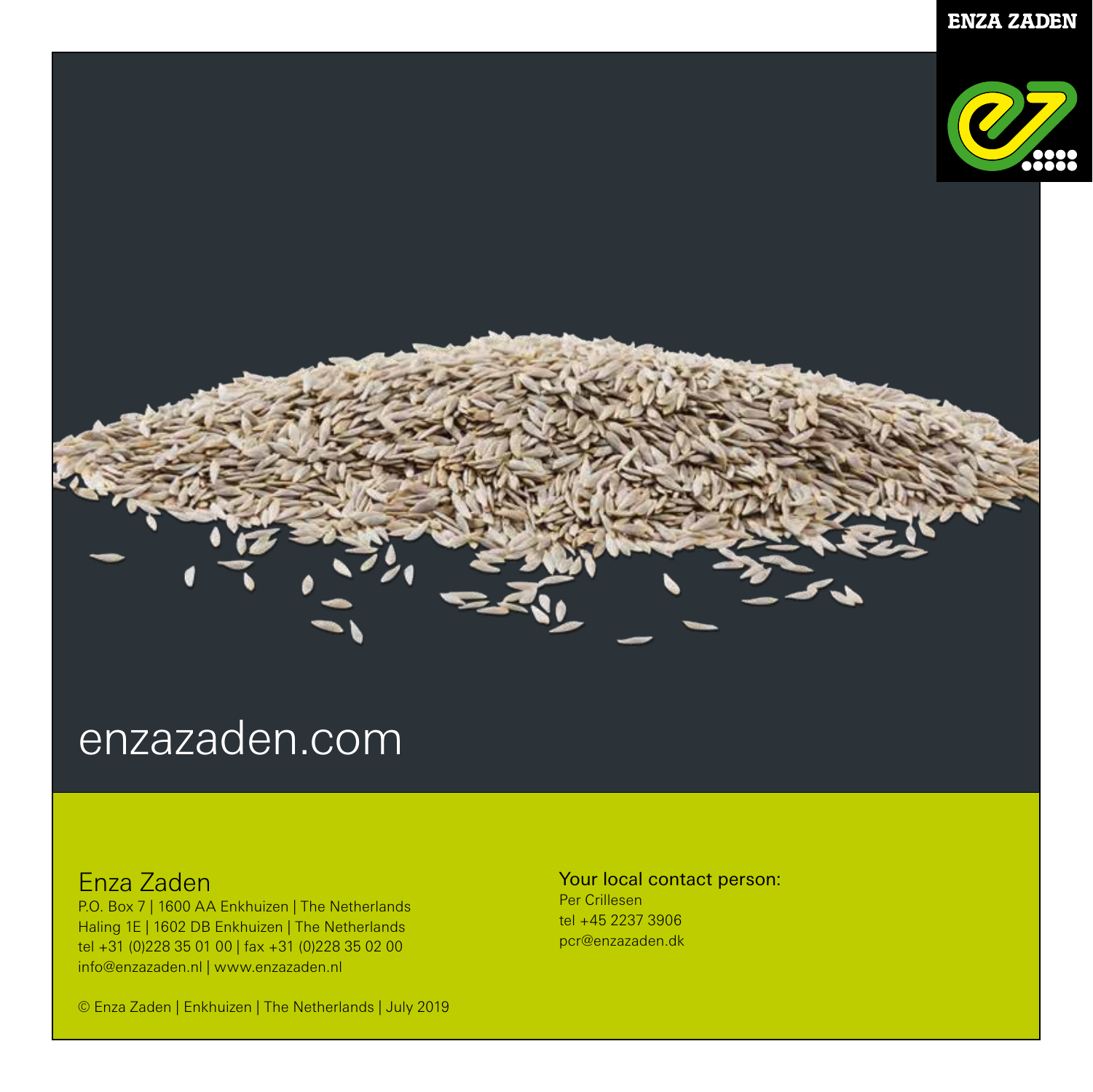ENZA ZADEN

enzazaden.com

## Enza Zaden

P.O. Box 7 | 1600 AA Enkhuizen | The Netherlands
Haling 1E | 1602 DB Enkhuizen | The Netherlands
tel +31 (0)228 35 01 00 | fax +31 (0)228 35 02 00
info@enzazaden.nl | www.enzazaden.nl

Your local contact person:
Per Crillesen
tel +45 2237 3906
pcr@enzazaden.dk

© Enza Zaden | Enkhuizen | The Netherlands | July 2019